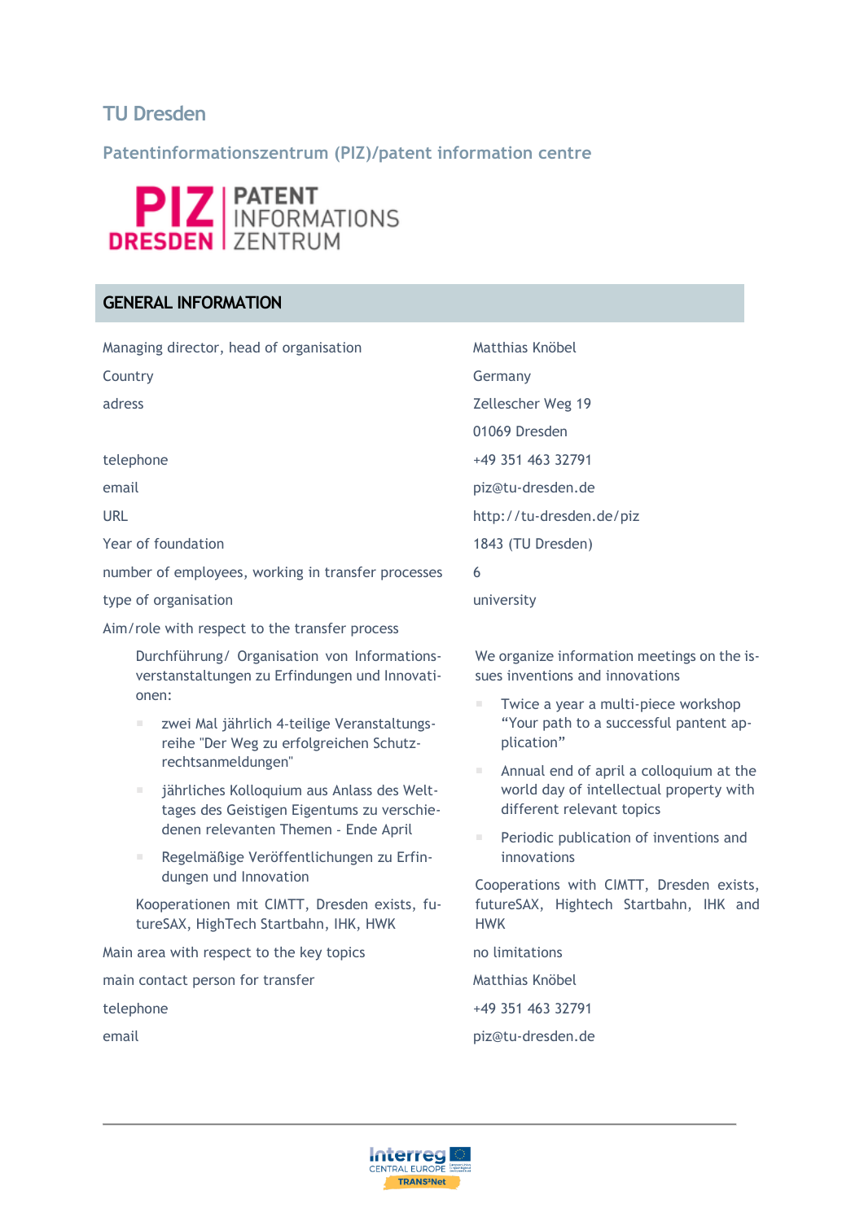# TU Dresden

## Patentinformationszentrum (PIZ)/patent information centre

PIZ DRESDEN | PATENT INFORMATIONS ZENTRUM

## GENERAL INFORMATION

| | |
|---|---|
| Managing director, head of organisation | Matthias Knöbel |
| Country | Germany |
| adress | Zellescher Weg 19<br>01069 Dresden |
| telephone | +49 351 463 32791 |
| email | piz@tu-dresden.de |
| URL | http://tu-dresden.de/piz |
| Year of foundation | 1843 (TU Dresden) |
| number of employees, working in transfer processes | 6 |
| type of organisation | university |

Aim/role with respect to the transfer process

| | |
|---|---|
| Durchführung/ Organisation von Informationsverstanstaltungen zu Erfindungen und Innovationen:<br>- zwei Mal jährlich 4-teilige Veranstaltungsreihe "Der Weg zu erfolgreichen Schutzrechtsanmeldungen"<br>- jährliches Kolloquium aus Anlass des Welttages des Geistigen Eigentums zu verschiedenen relevanten Themen - Ende April<br>- Regelmäßige Veröffentlichungen zu Erfindungen und Innovation<br><br>Kooperationen mit CIMTT, Dresden exists, futureSAX, HighTech Startbahn, IHK, HWK | We organize information meetings on the issues inventions and innovations<br>- Twice a year a multi-piece workshop "Your path to a successful pantent application"<br>- Annual end of april a colloquium at the world day of intellectual property with different relevant topics<br>- Periodic publication of inventions and innovations<br><br>Cooperations with CIMTT, Dresden exists, futureSAX, Hightech Startbahn, IHK and HWK |

| | |
|---|---|
| Main area with respect to the key topics | no limitations |
| main contact person for transfer | Matthias Knöbel |
| telephone | +49 351 463 32791 |
| email | piz@tu-dresden.de |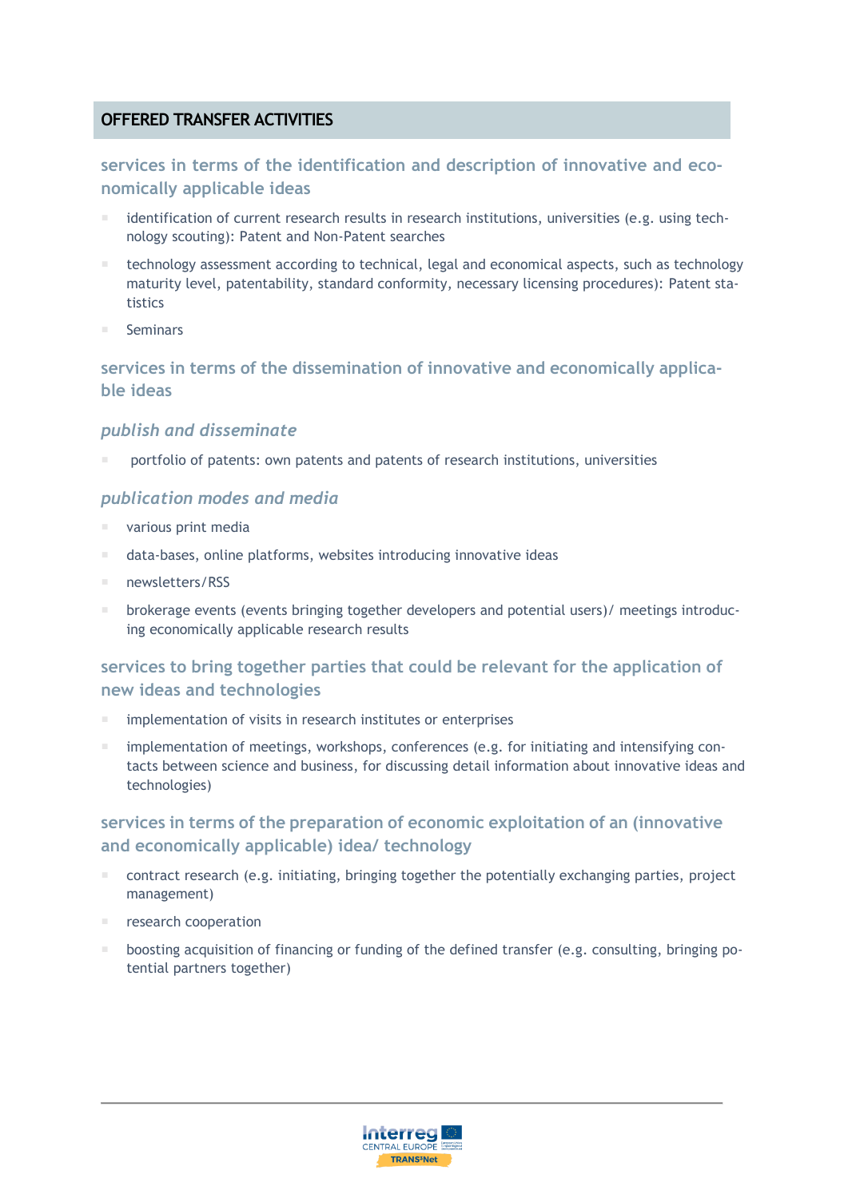## OFFERED TRANSFER ACTIVITIES

### services in terms of the identification and description of innovative and economically applicable ideas

- identification of current research results in research institutions, universities (e.g. using technology scouting): Patent and Non-Patent searches
- technology assessment according to technical, legal and economical aspects, such as technology maturity level, patentability, standard conformity, necessary licensing procedures): Patent statistics
- Seminars

### services in terms of the dissemination of innovative and economically applicable ideas

#### *publish and disseminate*

- portfolio of patents: own patents and patents of research institutions, universities

#### *publication modes and media*

- various print media
- data-bases, online platforms, websites introducing innovative ideas
- newsletters/RSS
- brokerage events (events bringing together developers and potential users)/ meetings introducing economically applicable research results

### services to bring together parties that could be relevant for the application of new ideas and technologies

- implementation of visits in research institutes or enterprises
- implementation of meetings, workshops, conferences (e.g. for initiating and intensifying contacts between science and business, for discussing detail information about innovative ideas and technologies)

### services in terms of the preparation of economic exploitation of an (innovative and economically applicable) idea/ technology

- contract research (e.g. initiating, bringing together the potentially exchanging parties, project management)
- research cooperation
- boosting acquisition of financing or funding of the defined transfer (e.g. consulting, bringing potential partners together)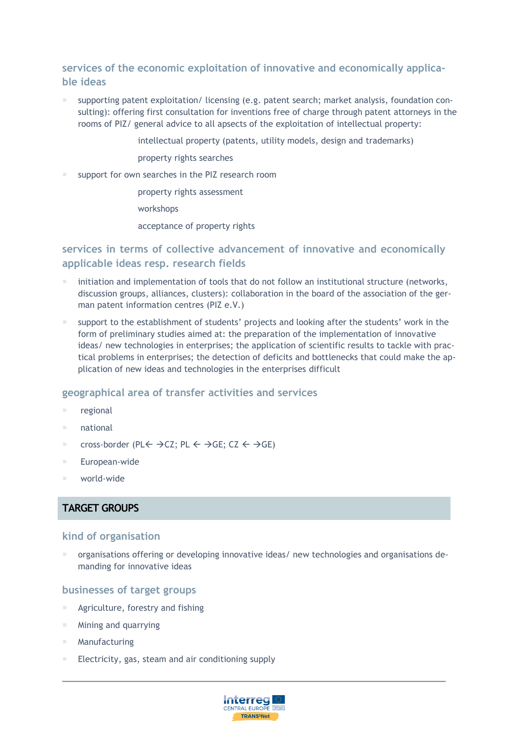### services of the economic exploitation of innovative and economically applicable ideas

- supporting patent exploitation/ licensing (e.g. patent search; market analysis, foundation consulting): offering first consultation for inventions free of charge through patent attorneys in the rooms of PIZ/ general advice to all apsects of the exploitation of intellectual property:
    - intellectual property (patents, utility models, design and trademarks)
    - property rights searches
- support for own searches in the PIZ research room
    - property rights assessment
    - workshops
    - acceptance of property rights

### services in terms of collective advancement of innovative and economically applicable ideas resp. research fields

- initiation and implementation of tools that do not follow an institutional structure (networks, discussion groups, alliances, clusters): collaboration in the board of the association of the german patent information centres (PIZ e.V.)
- support to the establishment of students' projects and looking after the students' work in the form of preliminary studies aimed at: the preparation of the implementation of innovative ideas/ new technologies in enterprises; the application of scientific results to tackle with practical problems in enterprises; the detection of deficits and bottlenecks that could make the application of new ideas and technologies in the enterprises difficult

### geographical area of transfer activities and services

- regional
- national
- cross-border (PL← →CZ; PL ← →GE; CZ ← →GE)
- European-wide
- world-wide

## TARGET GROUPS

### kind of organisation

- organisations offering or developing innovative ideas/ new technologies and organisations demanding for innovative ideas

### businesses of target groups

- Agriculture, forestry and fishing
- Mining and quarrying
- Manufacturing
- Electricity, gas, steam and air conditioning supply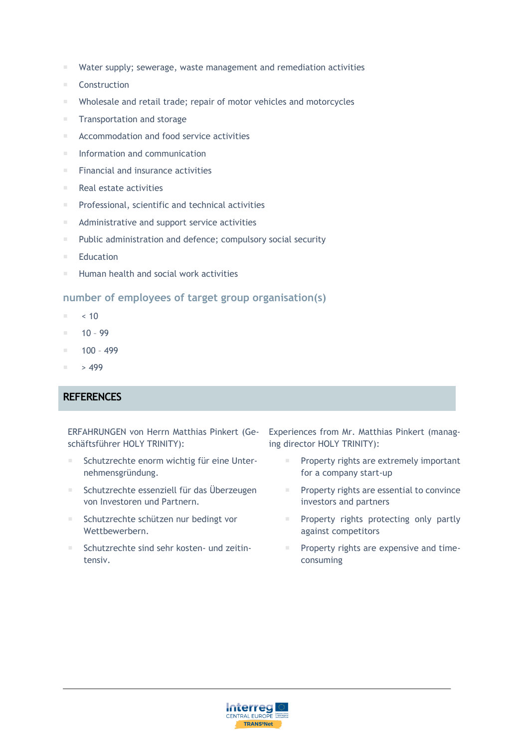- Water supply; sewerage, waste management and remediation activities
- Construction
- Wholesale and retail trade; repair of motor vehicles and motorcycles
- Transportation and storage
- Accommodation and food service activities
- Information and communication
- Financial and insurance activities
- Real estate activities
- Professional, scientific and technical activities
- Administrative and support service activities
- Public administration and defence; compulsory social security
- Education
- Human health and social work activities

### number of employees of target group organisation(s)

- < 10
- 10 - 99
- 100 - 499
- > 499

## REFERENCES

ERFAHRUNGEN von Herrn Matthias Pinkert (Geschäftsführer HOLY TRINITY):

- Schutzrechte enorm wichtig für eine Unternehmensgründung.
- Schutzrechte essenziell für das Überzeugen von Investoren und Partnern.
- Schutzrechte schützen nur bedingt vor Wettbewerbern.
- Schutzrechte sind sehr kosten- und zeitintensiv.

Experiences from Mr. Matthias Pinkert (managing director HOLY TRINITY):

- Property rights are extremely important for a company start-up
- Property rights are essential to convince investors and partners
- Property rights protecting only partly against competitors
- Property rights are expensive and time-consuming